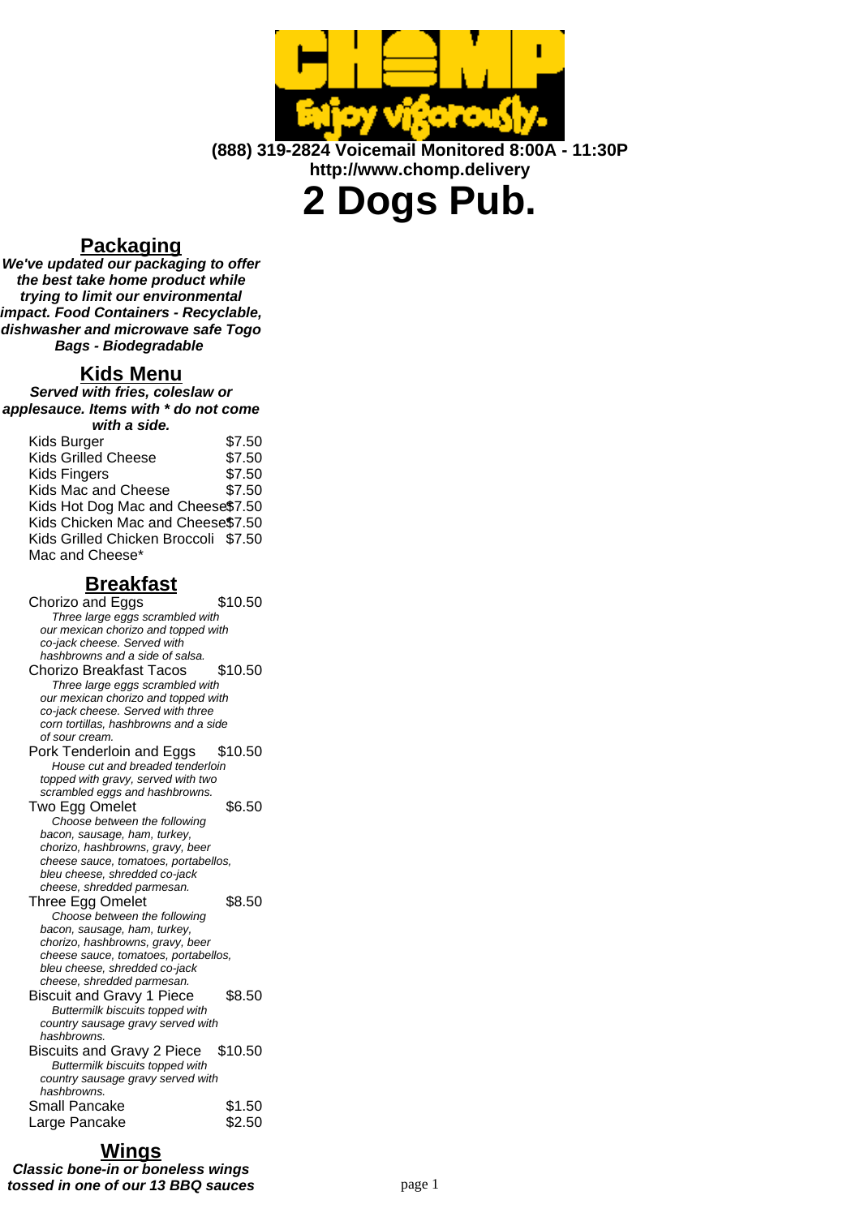(888) 319-2824 Voicemail Monitored 8:00A - 11:30P
http://www.chomp.delivery

# 2 Dogs Pub.

## Packaging

**We've updated our packaging to offer the best take home product while trying to limit our environmental impact. Food Containers - Recyclable, dishwasher and microwave safe Togo Bags - Biodegradable**

## Kids Menu

**Served with fries, coleslaw or applesauce. Items with * do not come with a side.**

| Item | Price |
| --- | --- |
| Kids Burger | $7.50 |
| Kids Grilled Cheese | $7.50 |
| Kids Fingers | $7.50 |
| Kids Mac and Cheese | $7.50 |
| Kids Hot Dog Mac and Cheese | $7.50 |
| Kids Chicken Mac and Cheese | $7.50 |
| Kids Grilled Chicken Broccoli Mac and Cheese* | $7.50 |

## Breakfast

Chorizo and Eggs — $10.50
*Three large eggs scrambled with our mexican chorizo and topped with co-jack cheese. Served with hashbrowns and a side of salsa.*

Chorizo Breakfast Tacos — $10.50
*Three large eggs scrambled with our mexican chorizo and topped with co-jack cheese. Served with three corn tortillas, hashbrowns and a side of sour cream.*

Pork Tenderloin and Eggs — $10.50
*House cut and breaded tenderloin topped with gravy, served with two scrambled eggs and hashbrowns.*

Two Egg Omelet — $6.50
*Choose between the following bacon, sausage, ham, turkey, chorizo, hashbrowns, gravy, beer cheese sauce, tomatoes, portabellos, bleu cheese, shredded co-jack cheese, shredded parmesan.*

Three Egg Omelet — $8.50
*Choose between the following bacon, sausage, ham, turkey, chorizo, hashbrowns, gravy, beer cheese sauce, tomatoes, portabellos, bleu cheese, shredded co-jack cheese, shredded parmesan.*

Biscuit and Gravy 1 Piece — $8.50
*Buttermilk biscuits topped with country sausage gravy served with hashbrowns.*

Biscuits and Gravy 2 Piece — $10.50
*Buttermilk biscuits topped with country sausage gravy served with hashbrowns.*

Small Pancake — $1.50

Large Pancake — $2.50

## Wings

**Classic bone-in or boneless wings tossed in one of our 13 BBQ sauces**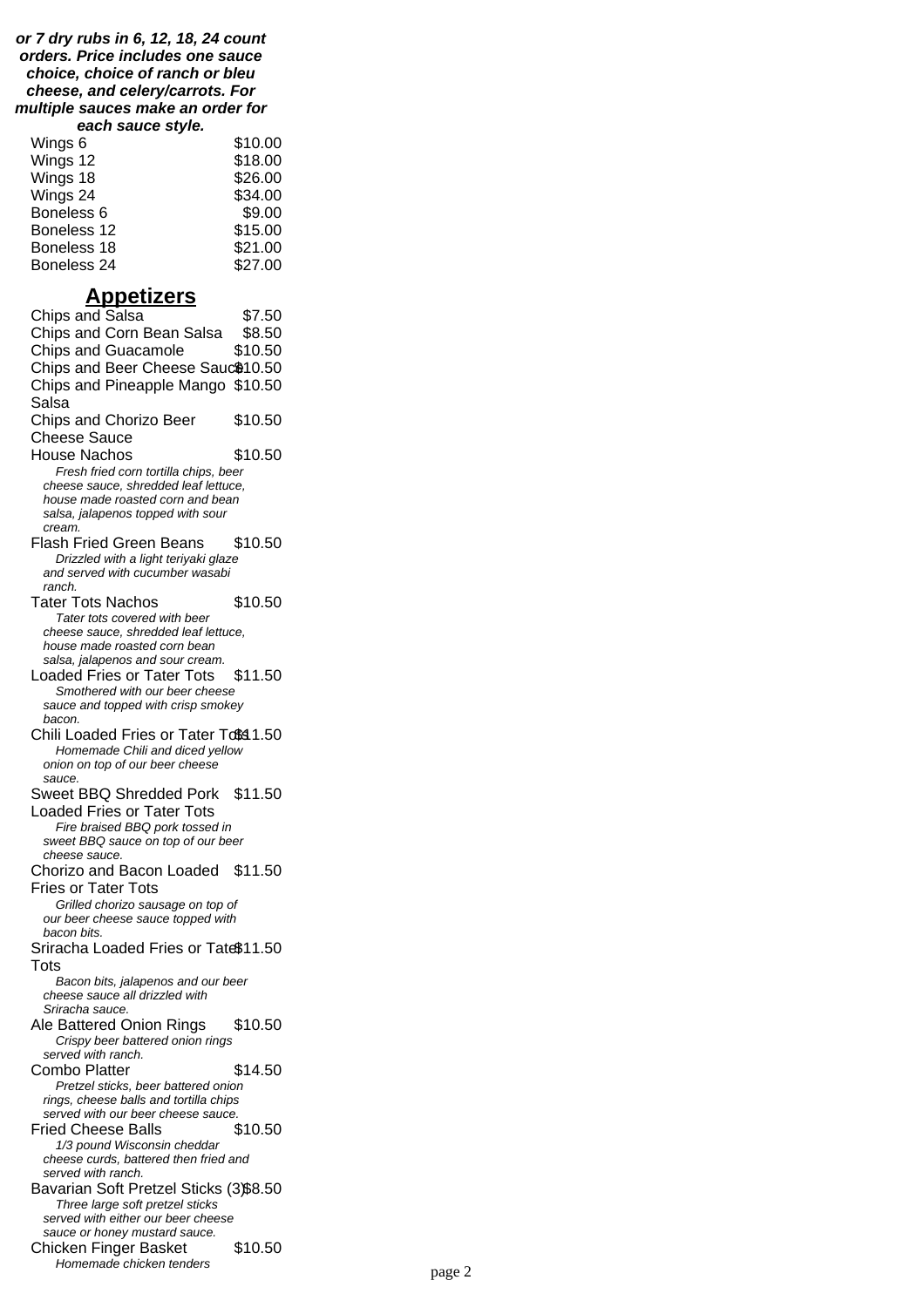***or 7 dry rubs in 6, 12, 18, 24 count orders. Price includes one sauce choice, choice of ranch or bleu cheese, and celery/carrots. For multiple sauces make an order for each sauce style.***

| Item | Price |
| --- | --- |
| Wings 6 | $10.00 |
| Wings 12 | $18.00 |
| Wings 18 | $26.00 |
| Wings 24 | $34.00 |
| Boneless 6 | $9.00 |
| Boneless 12 | $15.00 |
| Boneless 18 | $21.00 |
| Boneless 24 | $27.00 |

## Appetizers

Chips and Salsa $7.50

Chips and Corn Bean Salsa $8.50

Chips and Guacamole $10.50

Chips and Beer Cheese Sauce $10.50

Chips and Pineapple Mango Salsa $10.50

Chips and Chorizo Beer Cheese Sauce $10.50

House Nachos $10.50
*Fresh fried corn tortilla chips, beer cheese sauce, shredded leaf lettuce, house made roasted corn and bean salsa, jalapenos topped with sour cream.*

Flash Fried Green Beans $10.50
*Drizzled with a light teriyaki glaze and served with cucumber wasabi ranch.*

Tater Tots Nachos $10.50
*Tater tots covered with beer cheese sauce, shredded leaf lettuce, house made roasted corn bean salsa, jalapenos and sour cream.*

Loaded Fries or Tater Tots $11.50
*Smothered with our beer cheese sauce and topped with crisp smokey bacon.*

Chili Loaded Fries or Tater Tots $11.50
*Homemade Chili and diced yellow onion on top of our beer cheese sauce.*

Sweet BBQ Shredded Pork Loaded Fries or Tater Tots $11.50
*Fire braised BBQ pork tossed in sweet BBQ sauce on top of our beer cheese sauce.*

Chorizo and Bacon Loaded Fries or Tater Tots $11.50
*Grilled chorizo sausage on top of our beer cheese sauce topped with bacon bits.*

Sriracha Loaded Fries or Tater Tots $11.50
*Bacon bits, jalapenos and our beer cheese sauce all drizzled with Sriracha sauce.*

Ale Battered Onion Rings $10.50
*Crispy beer battered onion rings served with ranch.*

Combo Platter $14.50
*Pretzel sticks, beer battered onion rings, cheese balls and tortilla chips served with our beer cheese sauce.*

Fried Cheese Balls $10.50
*1/3 pound Wisconsin cheddar cheese curds, battered then fried and served with ranch.*

Bavarian Soft Pretzel Sticks (3) $8.50
*Three large soft pretzel sticks served with either our beer cheese sauce or honey mustard sauce.*

Chicken Finger Basket $10.50
*Homemade chicken tenders*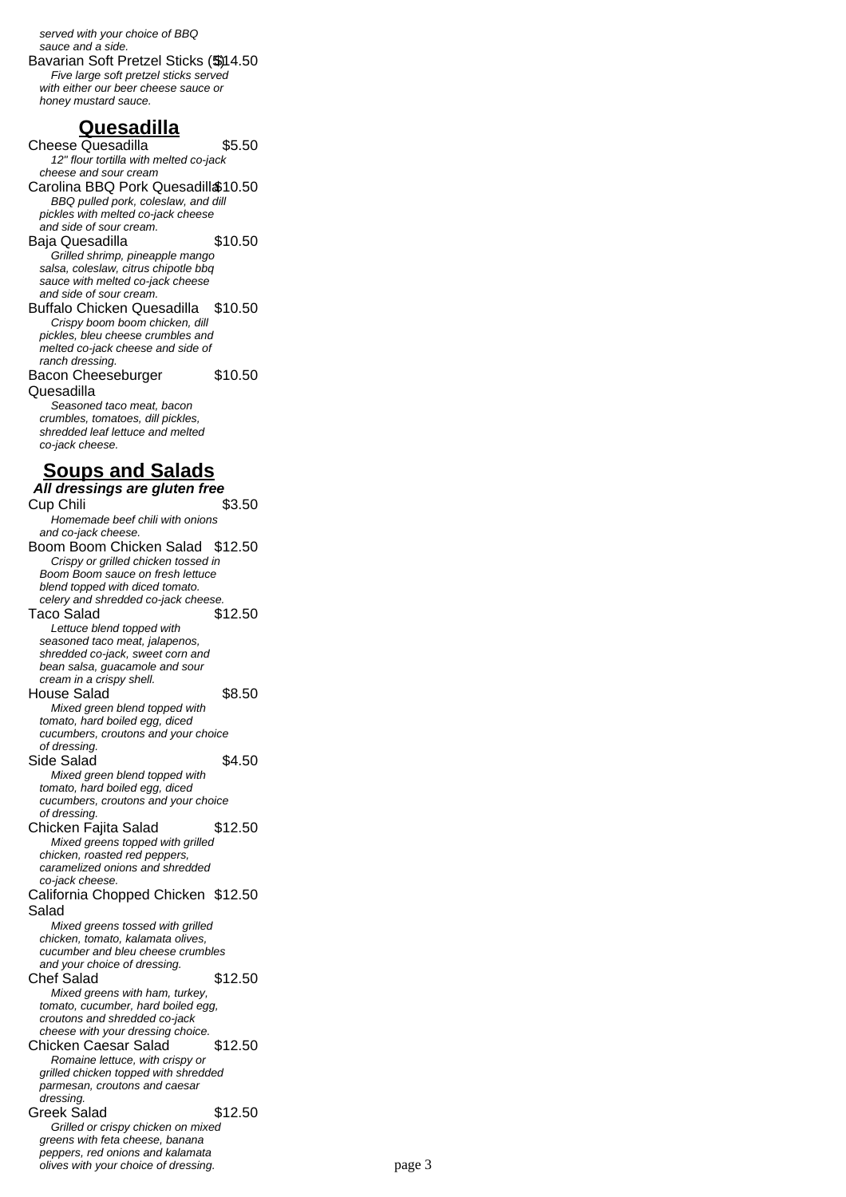served with your choice of BBQ sauce and a side.

Bavarian Soft Pretzel Sticks (5) $14.50
*Five large soft pretzel sticks served with either our beer cheese sauce or honey mustard sauce.*

## Quesadilla

Cheese Quesadilla $5.50
*12" flour tortilla with melted co-jack cheese and sour cream*

Carolina BBQ Pork Quesadilla $10.50
*BBQ pulled pork, coleslaw, and dill pickles with melted co-jack cheese and side of sour cream.*

Baja Quesadilla $10.50
*Grilled shrimp, pineapple mango salsa, coleslaw, citrus chipotle bbq sauce with melted co-jack cheese and side of sour cream.*

Buffalo Chicken Quesadilla $10.50
*Crispy boom boom chicken, dill pickles, bleu cheese crumbles and melted co-jack cheese and side of ranch dressing.*

Bacon Cheeseburger Quesadilla $10.50
*Seasoned taco meat, bacon crumbles, tomatoes, dill pickles, shredded leaf lettuce and melted co-jack cheese.*

## Soups and Salads

***All dressings are gluten free***

Cup Chili $3.50
*Homemade beef chili with onions and co-jack cheese.*

Boom Boom Chicken Salad $12.50
*Crispy or grilled chicken tossed in Boom Boom sauce on fresh lettuce blend topped with diced tomato. celery and shredded co-jack cheese.*

Taco Salad $12.50
*Lettuce blend topped with seasoned taco meat, jalapenos, shredded co-jack, sweet corn and bean salsa, guacamole and sour cream in a crispy shell.*

House Salad $8.50
*Mixed green blend topped with tomato, hard boiled egg, diced cucumbers, croutons and your choice of dressing.*

Side Salad $4.50
*Mixed green blend topped with tomato, hard boiled egg, diced cucumbers, croutons and your choice of dressing.*

Chicken Fajita Salad $12.50
*Mixed greens topped with grilled chicken, roasted red peppers, caramelized onions and shredded co-jack cheese.*

California Chopped Chicken Salad $12.50
*Mixed greens tossed with grilled chicken, tomato, kalamata olives, cucumber and bleu cheese crumbles and your choice of dressing.*

Chef Salad $12.50
*Mixed greens with ham, turkey, tomato, cucumber, hard boiled egg, croutons and shredded co-jack cheese with your dressing choice.*

Chicken Caesar Salad $12.50
*Romaine lettuce, with crispy or grilled chicken topped with shredded parmesan, croutons and caesar dressing.*

Greek Salad $12.50
*Grilled or crispy chicken on mixed greens with feta cheese, banana peppers, red onions and kalamata olives with your choice of dressing.*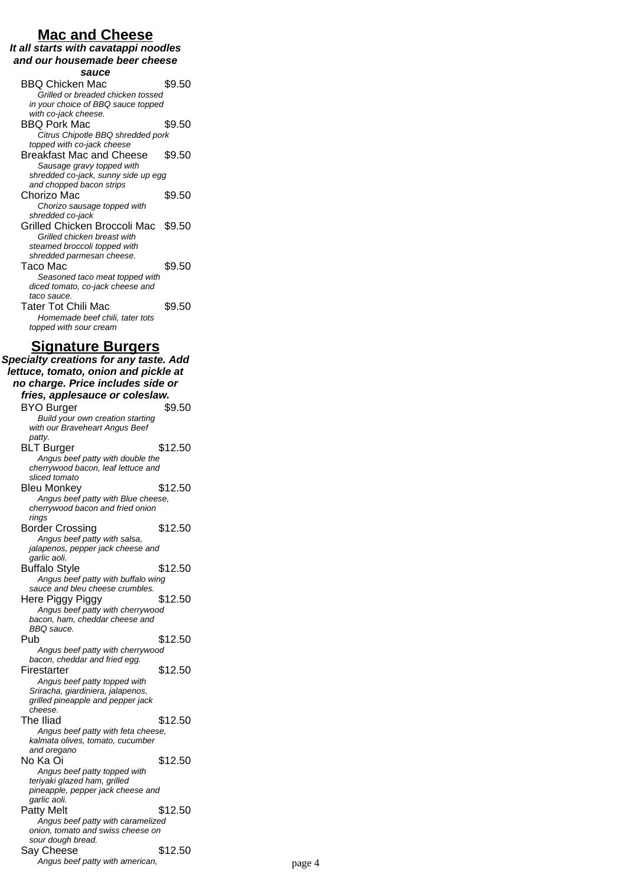## Mac and Cheese

***It all starts with cavatappi noodles and our housemade beer cheese sauce***

BBQ Chicken Mac $9.50
*Grilled or breaded chicken tossed in your choice of BBQ sauce topped with co-jack cheese.*

BBQ Pork Mac $9.50
*Citrus Chipotle BBQ shredded pork topped with co-jack cheese*

Breakfast Mac and Cheese $9.50
*Sausage gravy topped with shredded co-jack, sunny side up egg and chopped bacon strips*

Chorizo Mac $9.50
*Chorizo sausage topped with shredded co-jack*

Grilled Chicken Broccoli Mac $9.50
*Grilled chicken breast with steamed broccoli topped with shredded parmesan cheese.*

Taco Mac $9.50
*Seasoned taco meat topped with diced tomato, co-jack cheese and taco sauce.*

Tater Tot Chili Mac $9.50
*Homemade beef chili, tater tots topped with sour cream*

## Signature Burgers

***Specialty creations for any taste. Add lettuce, tomato, onion and pickle at no charge. Price includes side or fries, applesauce or coleslaw.***

BYO Burger $9.50
*Build your own creation starting with our Braveheart Angus Beef patty.*

BLT Burger $12.50
*Angus beef patty with double the cherrywood bacon, leaf lettuce and sliced tomato*

Bleu Monkey $12.50
*Angus beef patty with Blue cheese, cherrywood bacon and fried onion rings*

Border Crossing $12.50
*Angus beef patty with salsa, jalapenos, pepper jack cheese and garlic aoli.*

Buffalo Style $12.50
*Angus beef patty with buffalo wing sauce and bleu cheese crumbles.*

Here Piggy Piggy $12.50
*Angus beef patty with cherrywood bacon, ham, cheddar cheese and BBQ sauce.*

Pub $12.50
*Angus beef patty with cherrywood bacon, cheddar and fried egg.*

Firestarter $12.50
*Angus beef patty topped with Sriracha, giardiniera, jalapenos, grilled pineapple and pepper jack cheese.*

The Iliad $12.50
*Angus beef patty with feta cheese, kalmata olives, tomato, cucumber and oregano*

No Ka Oi $12.50
*Angus beef patty topped with teriyaki glazed ham, grilled pineapple, pepper jack cheese and garlic aoli.*

Patty Melt $12.50
*Angus beef patty with caramelized onion, tomato and swiss cheese on sour dough bread.*

Say Cheese $12.50
*Angus beef patty with american,*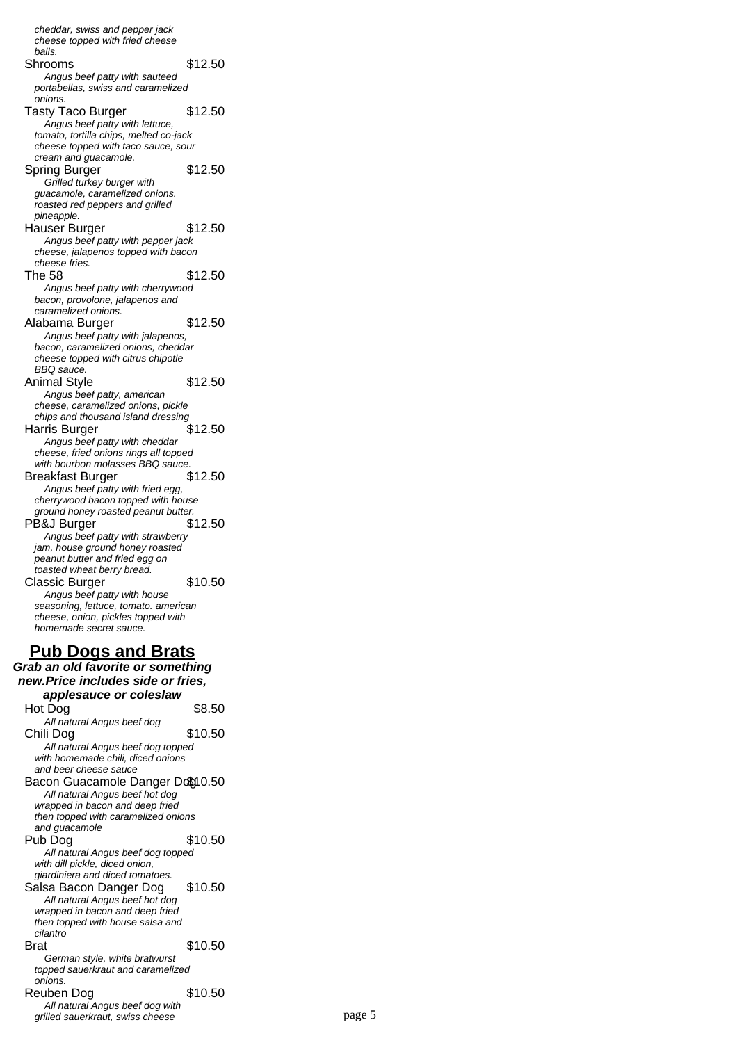*cheddar, swiss and pepper jack cheese topped with fried cheese balls.*

Shrooms $12.50
*Angus beef patty with sauteed portabellas, swiss and caramelized onions.*

Tasty Taco Burger $12.50
*Angus beef patty with lettuce, tomato, tortilla chips, melted co-jack cheese topped with taco sauce, sour cream and guacamole.*

Spring Burger $12.50
*Grilled turkey burger with guacamole, caramelized onions. roasted red peppers and grilled pineapple.*

Hauser Burger $12.50
*Angus beef patty with pepper jack cheese, jalapenos topped with bacon cheese fries.*

The 58 $12.50
*Angus beef patty with cherrywood bacon, provolone, jalapenos and caramelized onions.*

Alabama Burger $12.50
*Angus beef patty with jalapenos, bacon, caramelized onions, cheddar cheese topped with citrus chipotle BBQ sauce.*

Animal Style $12.50
*Angus beef patty, american cheese, caramelized onions, pickle chips and thousand island dressing*

Harris Burger $12.50
*Angus beef patty with cheddar cheese, fried onions rings all topped with bourbon molasses BBQ sauce.*

Breakfast Burger $12.50
*Angus beef patty with fried egg, cherrywood bacon topped with house ground honey roasted peanut butter.*

PB&J Burger $12.50
*Angus beef patty with strawberry jam, house ground honey roasted peanut butter and fried egg on toasted wheat berry bread.*

Classic Burger $10.50
*Angus beef patty with house seasoning, lettuce, tomato. american cheese, onion, pickles topped with homemade secret sauce.*

## Pub Dogs and Brats

***Grab an old favorite or something new.Price includes side or fries, applesauce or coleslaw***

Hot Dog $8.50
*All natural Angus beef dog*

Chili Dog $10.50
*All natural Angus beef dog topped with homemade chili, diced onions and beer cheese sauce*

Bacon Guacamole Danger Dog $10.50
*All natural Angus beef hot dog wrapped in bacon and deep fried then topped with caramelized onions and guacamole*

Pub Dog $10.50
*All natural Angus beef dog topped with dill pickle, diced onion, giardiniera and diced tomatoes.*

Salsa Bacon Danger Dog $10.50
*All natural Angus beef hot dog wrapped in bacon and deep fried then topped with house salsa and cilantro*

Brat $10.50
*German style, white bratwurst topped sauerkraut and caramelized onions.*

Reuben Dog $10.50
*All natural Angus beef dog with grilled sauerkraut, swiss cheese*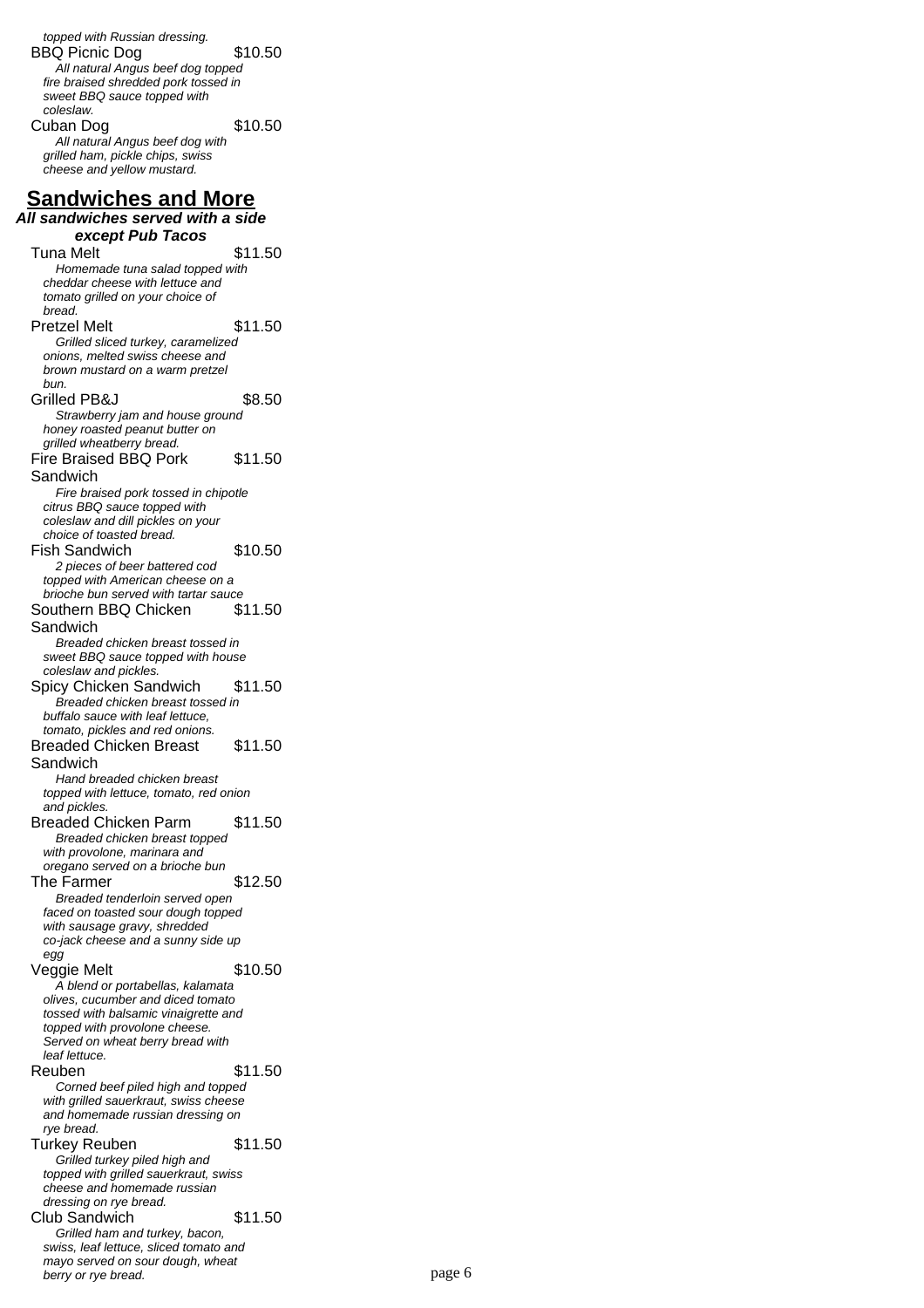*topped with Russian dressing.*

BBQ Picnic Dog $10.50
*All natural Angus beef dog topped fire braised shredded pork tossed in sweet BBQ sauce topped with coleslaw.*

Cuban Dog $10.50
*All natural Angus beef dog with grilled ham, pickle chips, swiss cheese and yellow mustard.*

## Sandwiches and More

***All sandwiches served with a side except Pub Tacos***

Tuna Melt $11.50
*Homemade tuna salad topped with cheddar cheese with lettuce and tomato grilled on your choice of bread.*

Pretzel Melt $11.50
*Grilled sliced turkey, caramelized onions, melted swiss cheese and brown mustard on a warm pretzel bun.*

Grilled PB&J $8.50
*Strawberry jam and house ground honey roasted peanut butter on grilled wheatberry bread.*

Fire Braised BBQ Pork Sandwich $11.50
*Fire braised pork tossed in chipotle citrus BBQ sauce topped with coleslaw and dill pickles on your choice of toasted bread.*

Fish Sandwich $10.50
*2 pieces of beer battered cod topped with American cheese on a brioche bun served with tartar sauce*

Southern BBQ Chicken Sandwich $11.50
*Breaded chicken breast tossed in sweet BBQ sauce topped with house coleslaw and pickles.*

Spicy Chicken Sandwich $11.50
*Breaded chicken breast tossed in buffalo sauce with leaf lettuce, tomato, pickles and red onions.*

Breaded Chicken Breast Sandwich $11.50
*Hand breaded chicken breast topped with lettuce, tomato, red onion and pickles.*

Breaded Chicken Parm $11.50
*Breaded chicken breast topped with provolone, marinara and oregano served on a brioche bun*

The Farmer $12.50
*Breaded tenderloin served open faced on toasted sour dough topped with sausage gravy, shredded co-jack cheese and a sunny side up egg*

Veggie Melt $10.50
*A blend or portabellas, kalamata olives, cucumber and diced tomato tossed with balsamic vinaigrette and topped with provolone cheese. Served on wheat berry bread with leaf lettuce.*

Reuben $11.50
*Corned beef piled high and topped with grilled sauerkraut, swiss cheese and homemade russian dressing on rye bread.*

Turkey Reuben $11.50
*Grilled turkey piled high and topped with grilled sauerkraut, swiss cheese and homemade russian dressing on rye bread.*

Club Sandwich $11.50
*Grilled ham and turkey, bacon, swiss, leaf lettuce, sliced tomato and mayo served on sour dough, wheat berry or rye bread.*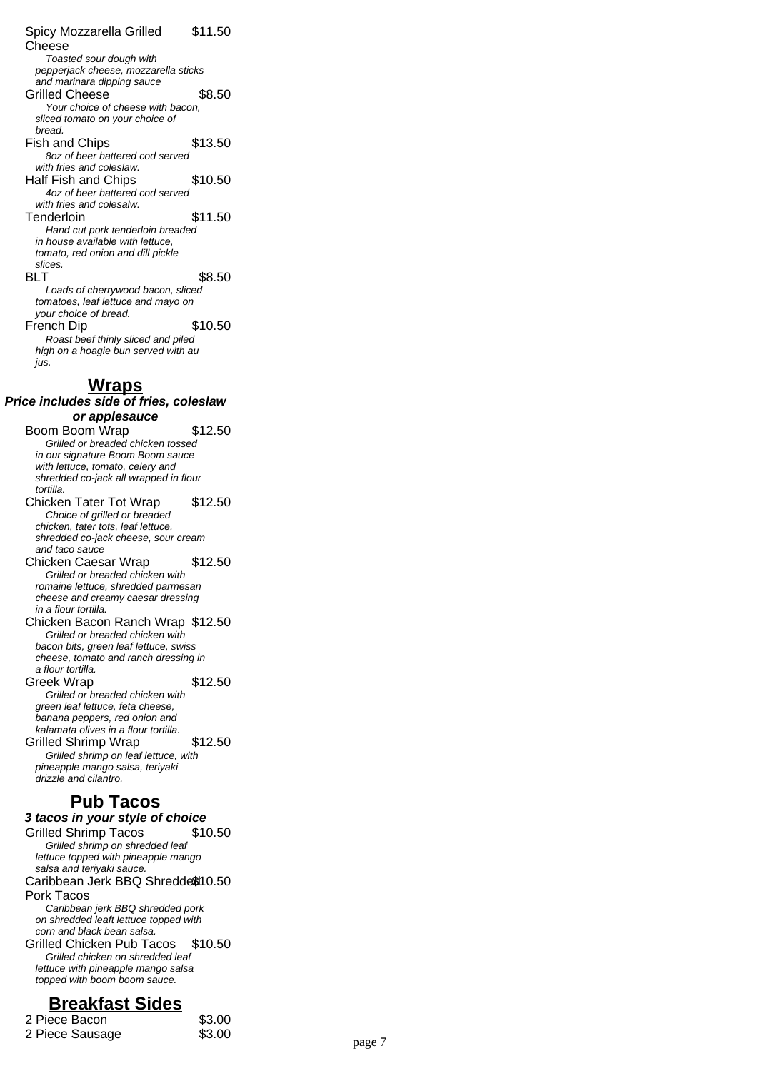Spicy Mozzarella Grilled Cheese $11.50
*Toasted sour dough with pepperjack cheese, mozzarella sticks and marinara dipping sauce*

Grilled Cheese $8.50
*Your choice of cheese with bacon, sliced tomato on your choice of bread.*

Fish and Chips $13.50
*8oz of beer battered cod served with fries and coleslaw.*

Half Fish and Chips $10.50
*4oz of beer battered cod served with fries and colesalw.*

Tenderloin $11.50
*Hand cut pork tenderloin breaded in house available with lettuce, tomato, red onion and dill pickle slices.*

BLT $8.50
*Loads of cherrywood bacon, sliced tomatoes, leaf lettuce and mayo on your choice of bread.*

French Dip $10.50
*Roast beef thinly sliced and piled high on a hoagie bun served with au jus.*

## Wraps

***Price includes side of fries, coleslaw or applesauce***

Boom Boom Wrap $12.50
*Grilled or breaded chicken tossed in our signature Boom Boom sauce with lettuce, tomato, celery and shredded co-jack all wrapped in flour tortilla.*

Chicken Tater Tot Wrap $12.50
*Choice of grilled or breaded chicken, tater tots, leaf lettuce, shredded co-jack cheese, sour cream and taco sauce*

Chicken Caesar Wrap $12.50
*Grilled or breaded chicken with romaine lettuce, shredded parmesan cheese and creamy caesar dressing in a flour tortilla.*

Chicken Bacon Ranch Wrap $12.50
*Grilled or breaded chicken with bacon bits, green leaf lettuce, swiss cheese, tomato and ranch dressing in a flour tortilla.*

Greek Wrap $12.50
*Grilled or breaded chicken with green leaf lettuce, feta cheese, banana peppers, red onion and kalamata olives in a flour tortilla.*

Grilled Shrimp Wrap $12.50
*Grilled shrimp on leaf lettuce, with pineapple mango salsa, teriyaki drizzle and cilantro.*

## Pub Tacos

***3 tacos in your style of choice***

Grilled Shrimp Tacos $10.50
*Grilled shrimp on shredded leaf lettuce topped with pineapple mango salsa and teriyaki sauce.*

Caribbean Jerk BBQ Shredded Pork Tacos $10.50
*Caribbean jerk BBQ shredded pork on shredded leaft lettuce topped with corn and black bean salsa.*

Grilled Chicken Pub Tacos $10.50
*Grilled chicken on shredded leaf lettuce with pineapple mango salsa topped with boom boom sauce.*

## Breakfast Sides

2 Piece Bacon $3.00
2 Piece Sausage $3.00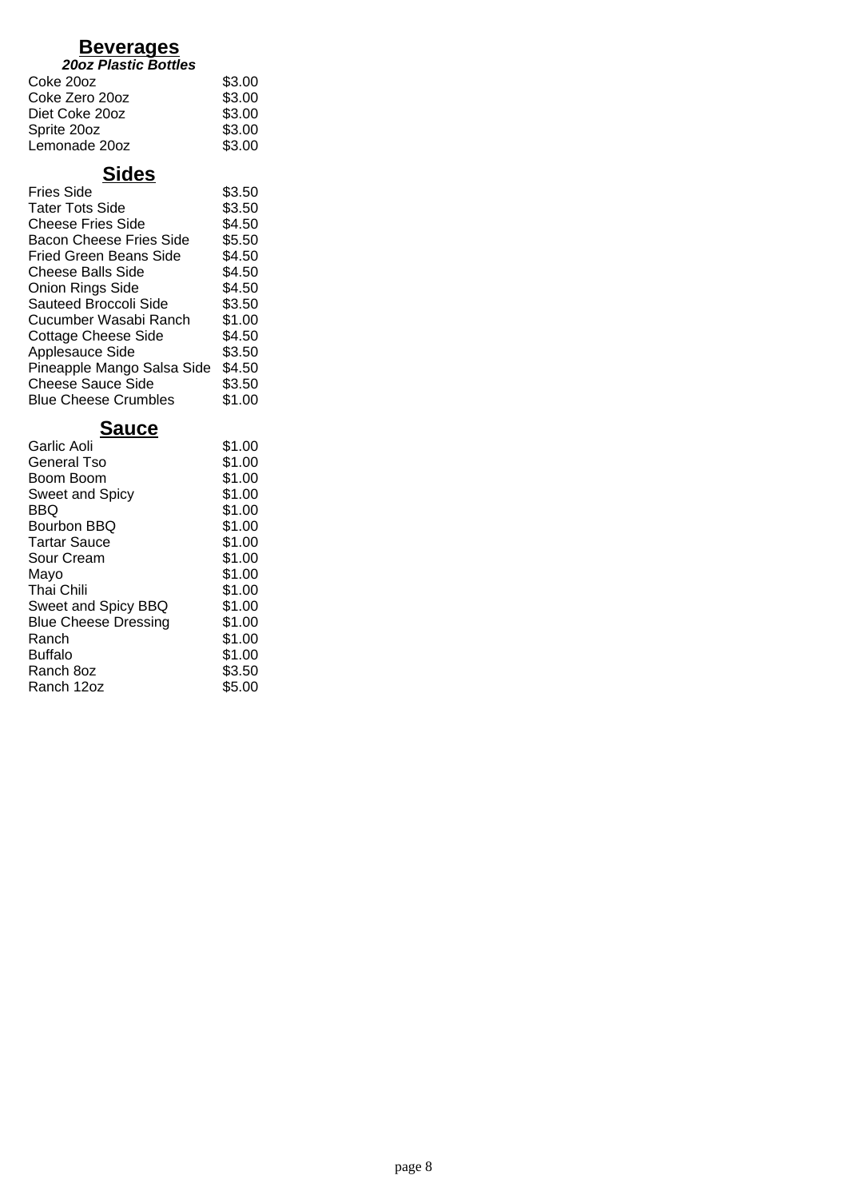## Beverages

***20oz Plastic Bottles***

| | |
|---|---|
| Coke 20oz | $3.00 |
| Coke Zero 20oz | $3.00 |
| Diet Coke 20oz | $3.00 |
| Sprite 20oz | $3.00 |
| Lemonade 20oz | $3.00 |

## Sides

| | |
|---|---|
| Fries Side | $3.50 |
| Tater Tots Side | $3.50 |
| Cheese Fries Side | $4.50 |
| Bacon Cheese Fries Side | $5.50 |
| Fried Green Beans Side | $4.50 |
| Cheese Balls Side | $4.50 |
| Onion Rings Side | $4.50 |
| Sauteed Broccoli Side | $3.50 |
| Cucumber Wasabi Ranch | $1.00 |
| Cottage Cheese Side | $4.50 |
| Applesauce Side | $3.50 |
| Pineapple Mango Salsa Side | $4.50 |
| Cheese Sauce Side | $3.50 |
| Blue Cheese Crumbles | $1.00 |

## Sauce

| | |
|---|---|
| Garlic Aoli | $1.00 |
| General Tso | $1.00 |
| Boom Boom | $1.00 |
| Sweet and Spicy | $1.00 |
| BBQ | $1.00 |
| Bourbon BBQ | $1.00 |
| Tartar Sauce | $1.00 |
| Sour Cream | $1.00 |
| Mayo | $1.00 |
| Thai Chili | $1.00 |
| Sweet and Spicy BBQ | $1.00 |
| Blue Cheese Dressing | $1.00 |
| Ranch | $1.00 |
| Buffalo | $1.00 |
| Ranch 8oz | $3.50 |
| Ranch 12oz | $5.00 |